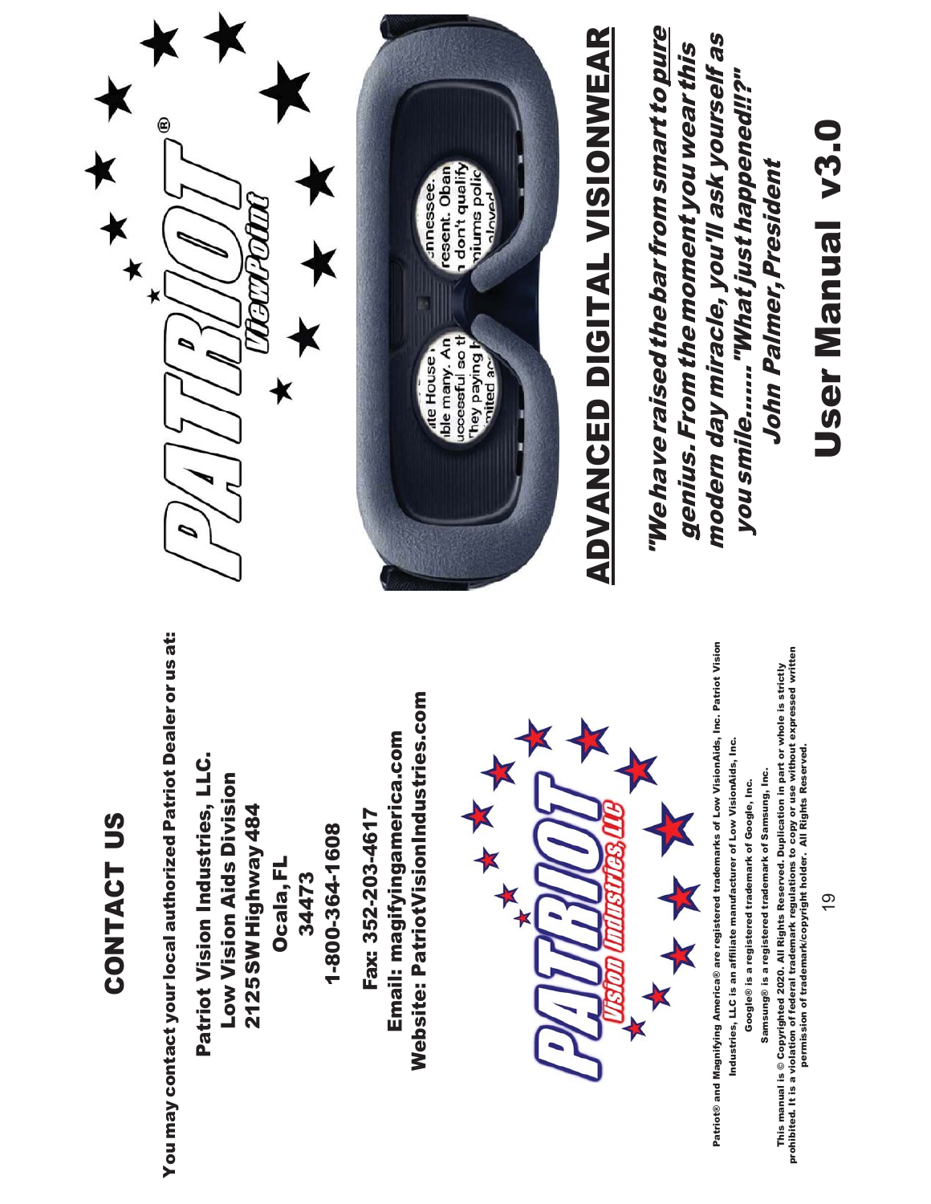# CONTACT US

You may contact your local authorized Patriot Dealer or us at:

**Patriot Vision Industries, LLC.**
**Low Vision Aids Division**
**2125 SW Highway 484**
**Ocala, FL**
**34473**

**1-800-364-1608**

**Fax: 352-203-4617**
**Email: magifyingamerica.com**
**Website: PatriotVisionIndustries.com**

PATRIOT Vision Industries, LLC

Patriot® and Magnifying America® are registered trademarks of Low VisionAids, Inc. Patriot Vision Industries, LLC is an affiliate manufacturer of Low VisionAids, Inc.
Google® is a registered trademark of Google, Inc.
Samsung® is a registered trademark of Samsung, Inc.
This manual is © Copyrighted 2020. All Rights Reserved. Duplication in part or whole is strictly prohibited. It is a violation of federal trademark regulations to copy or use without expressed written permission of trademark/copyright holder. All Rights Reserved.

PATRIOT® ViewPoint

## ADVANCED DIGITAL VISIONWEAR

*"We have raised the bar from smart to pure genius. From the moment you wear this modern day miracle, you'll ask yourself as you smile...... "What just happened!!?"*
*John Palmer, President*

# User Manual v3.0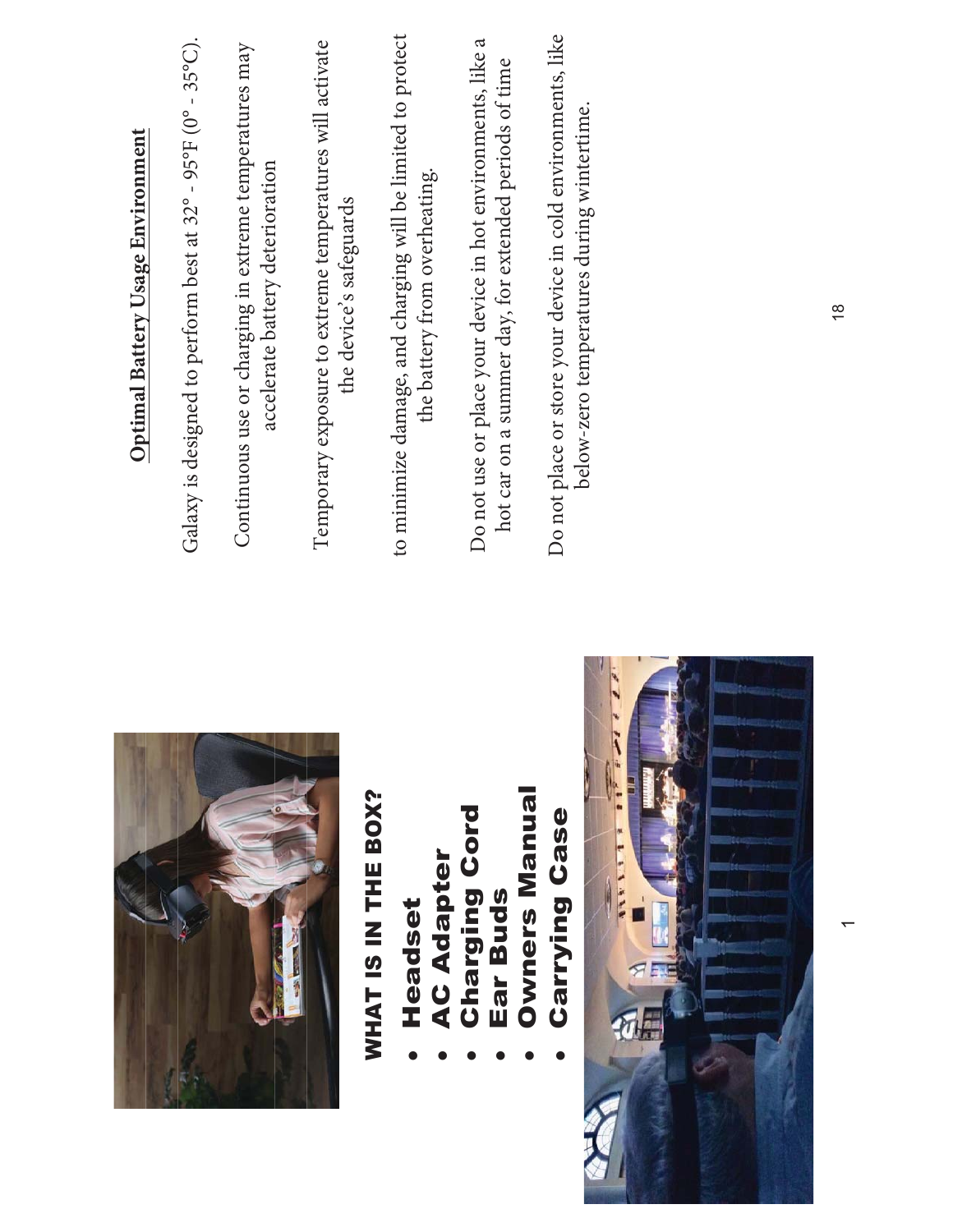## WHAT IS IN THE BOX?

- **Headset**
- **AC Adapter**
- **Charging Cord**
- **Ear Buds**
- **Owners Manual**
- **Carrying Case**

## Optimal Battery Usage Environment

Galaxy is designed to perform best at 32° - 95°F (0° - 35°C).

Continuous use or charging in extreme temperatures may accelerate battery deterioration

Temporary exposure to extreme temperatures will activate the device's safeguards

to minimize damage, and charging will be limited to protect the battery from overheating.

Do not use or place your device in hot environments, like a hot car on a summer day, for extended periods of time

Do not place or store your device in cold environments, like below-zero temperatures during wintertime.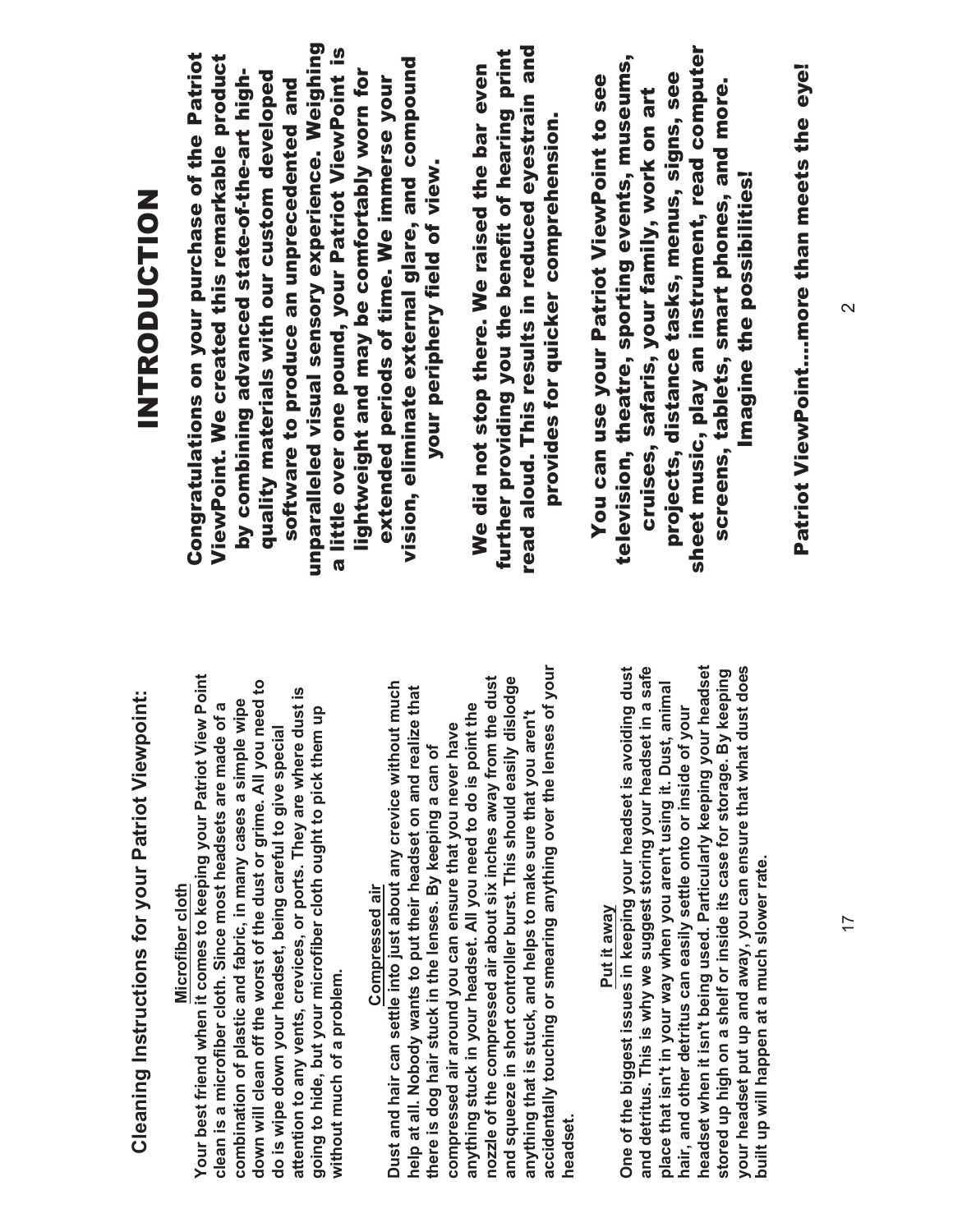# INTRODUCTION

**Congratulations on your purchase of the Patriot ViewPoint. We created this remarkable product by combining advanced state-of-the-art high-quality materials with our custom developed software to produce an unprecedented and unparalleled visual sensory experience. Weighing a little over one pound, your Patriot ViewPoint is lightweight and may be comfortably worn for extended periods of time. We immerse your vision, eliminate external glare, and compound your periphery field of view.**

**We did not stop there. We raised the bar even further providing you the benefit of hearing print read aloud. This results in reduced eyestrain and provides for quicker comprehension.**

**You can use your Patriot ViewPoint to see television, theatre, sporting events, museums, cruises, safaris, your family, work on art projects, distance tasks, menus, signs, see sheet music, play an instrument, read computer screens, tablets, smart phones, and more. Imagine the possibilities!**

**Patriot ViewPoint.....more than meets the eye!**

## Cleaning Instructions for your Patriot Viewpoint:

### Microfiber cloth

**Your best friend when it comes to keeping your Patriot View Point clean is a microfiber cloth. Since most headsets are made of a combination of plastic and fabric, in many cases a simple wipe down will clean off the worst of the dust or grime. All you need to do is wipe down your headset, being careful to give special attention to any vents, crevices, or ports. They are where dust is going to hide, but your microfiber cloth ought to pick them up without much of a problem.**

### Compressed air

**Dust and hair can settle into just about any crevice without much help at all. Nobody wants to put their headset on and realize that there is dog hair stuck in the lenses. By keeping a can of compressed air around you can ensure that you never have anything stuck in your headset. All you need to do is point the nozzle of the compressed air about six inches away from the dust and squeeze in short controller burst. This should easily dislodge anything that is stuck, and helps to make sure that you aren't accidentally touching or smearing anything over the lenses of your headset.**

### Put it away

**One of the biggest issues in keeping your headset is avoiding dust and detritus. This is why we suggest storing your headset in a safe place that isn't in your way when you aren't using it. Dust, animal hair, and other detritus can easily settle onto or inside of your headset when it isn't being used. Particularly keeping your headset stored up high on a shelf or inside its case for storage. By keeping your headset put up and away, you can ensure that what dust does built up will happen at a much slower rate.**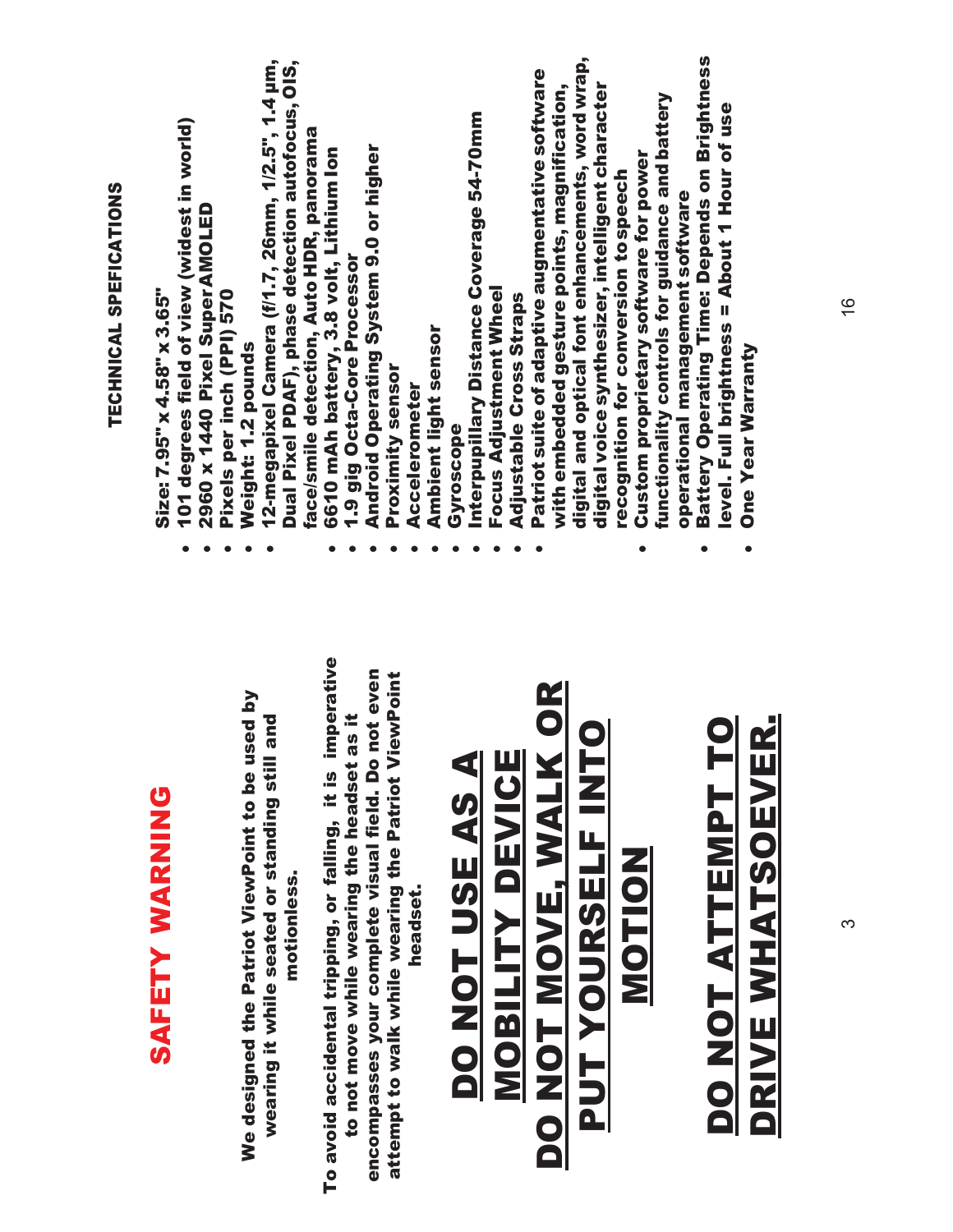# SAFETY WARNING

**We designed the Patriot ViewPoint to be used by wearing it while seated or standing still and motionless.**

**To avoid accidental tripping, or falling, it is imperative to not move while wearing the headset as it encompasses your complete visual field. Do not even attempt to walk while wearing the Patriot ViewPoint headset.**

# DO NOT USE AS A MOBILITY DEVICE

# DO NOT MOVE, WALK OR PUT YOURSELF INTO MOTION

# DO NOT ATTEMPT TO DRIVE WHATSOEVER.

## TECHNICAL SPEFICATIONS

- Size: 7.95" x 4.58" x 3.65"
- 101 degrees field of view (widest in world)
- 2960 x 1440 Pixel Super AMOLED
- Pixels per inch (PPI) 570
- Weight: 1.2 pounds
- 12-megapixel Camera (f/1.7, 26mm, 1/2.5", 1.4 µm, Dual Pixel PDAF), phase detection autofocus, OIS, face/smile detection, Auto HDR, panorama
- 6610 mAh battery, 3.8 volt, Lithium Ion
- 1.9 gig Octa-Core Processor
- Android Operating System 9.0 or higher
- Proximity sensor
- Accelerometer
- Ambient light sensor
- Gyroscope
- Interpupillary Distance Coverage 54-70mm
- Focus Adjustment Wheel
- Adjustable Cross Straps
- Patriot suite of adaptive augmentative software with embedded gesture points, magnification, digital and optical font enhancements, word wrap, digital voice synthesizer, intelligent character recognition for conversion to speech
- Custom proprietary software for power functionality controls for guidance and battery operational management software
- Battery Operating Time: Depends on Brightness level. Full brightness = About 1 Hour of use
- One Year Warranty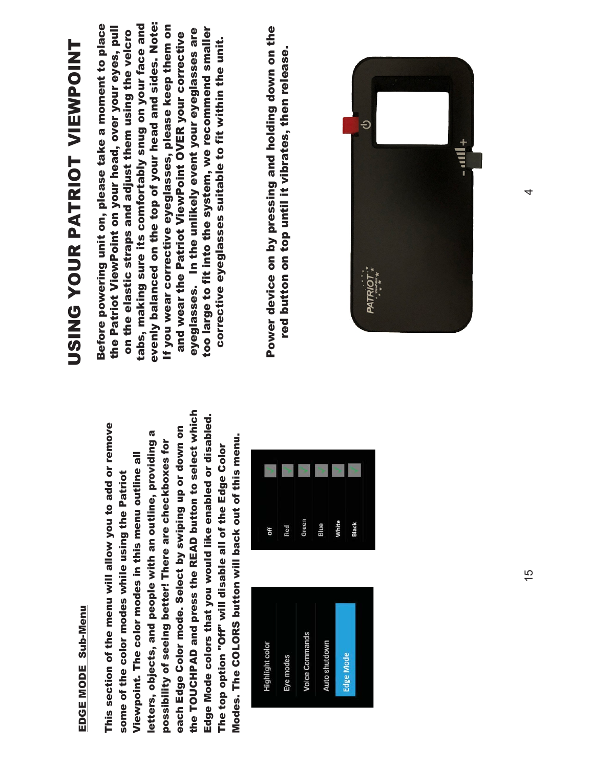## EDGE MODE Sub-Menu

**This section of the menu will allow you to add or remove some of the color modes while using the Patriot Viewpoint. The color modes in this menu outline all letters, objects, and people with an outline, providing a possibility of seeing better! There are checkboxes for each Edge Color mode. Select by swiping up or down on the TOUCHPAD and press the READ button to select which Edge Mode colors that you would like enabled or disabled. The top option "Off" will disable all of the Edge Color Modes. The COLORS button will back out of this menu.**

# USING YOUR PATRIOT VIEWPOINT

**Before powering unit on, please take a moment to place the Patriot ViewPoint on your head, over your eyes, pull on the elastic straps and adjust them using the velcro tabs, making sure its comfortably snug on your face and evenly balanced on the top of your head and sides. Note: If you wear corrective eyeglasses, please keep them on and wear the Patriot ViewPoint OVER your corrective eyeglasses. In the unlikely event your eyeglasses are too large to fit into the system, we recommend smaller corrective eyeglasses suitable to fit within the unit.**

**Power device on by pressing and holding down on the red button on top until it vibrates, then release.**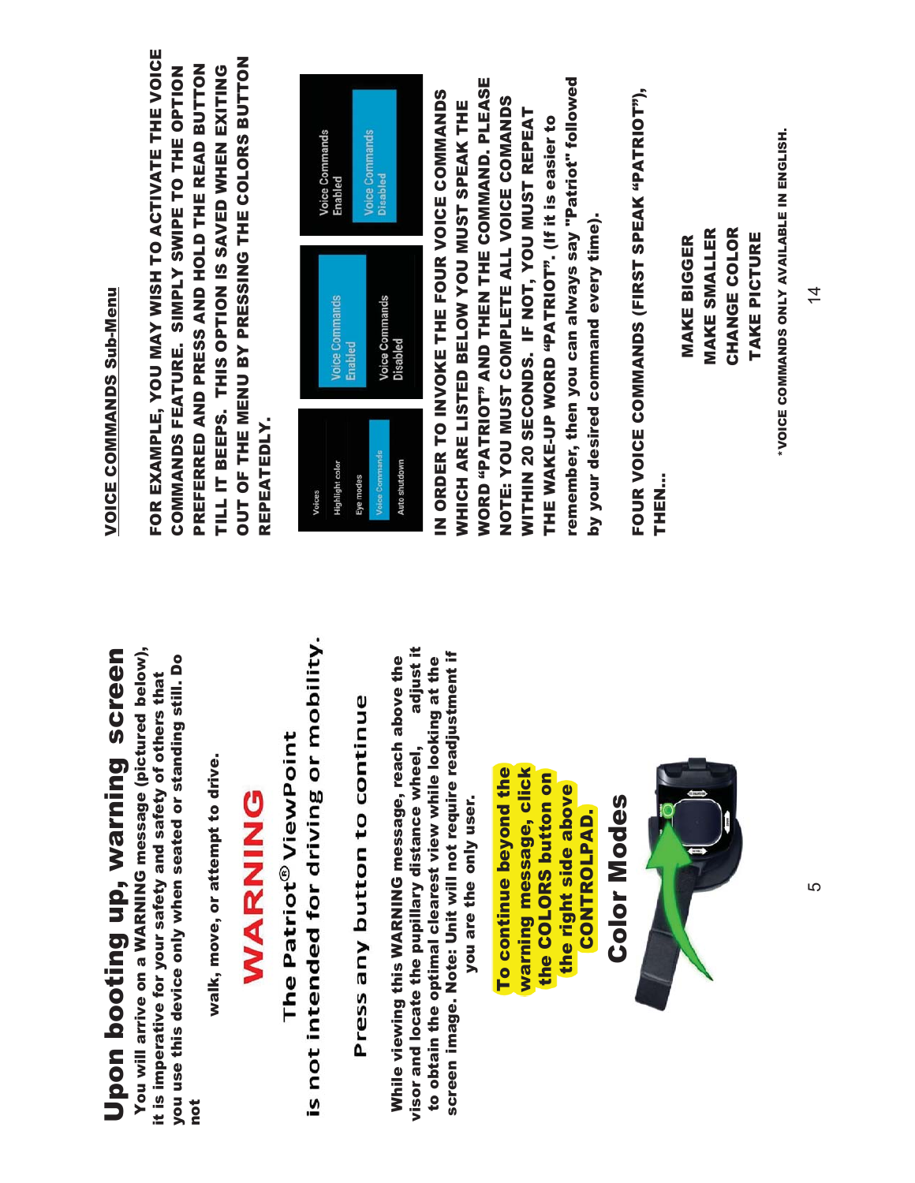# Upon booting up, warning screen

You will arrive on a **WARNING** message (pictured below), it is imperative for your safety and safety of others that you use this device only when seated or standing still. Do not

walk, move, or attempt to drive.

## WARNING

The Patriot® ViewPoint

is not intended for driving or mobility.

Press any button to continue

While viewing this WARNING message, reach above the visor and locate the pupillary distance wheel, adjust it to obtain the optimal clearest view while looking at the screen image. Note: Unit will not require readjustment if you are the only user.

**To continue beyond the warning message, click the COLORS button on the right side above CONTROLPAD.**

## Color Modes

## VOICE COMMANDS Sub-Menu

FOR EXAMPLE, YOU MAY WISH TO ACTIVATE THE VOICE COMMANDS FEATURE. SIMPLY SWIPE TO THE OPTION PREFERRED AND PRESS AND HOLD THE READ BUTTON TILL IT BEEPS. THIS OPTION IS SAVED WHEN EXITING OUT OF THE MENU BY PRESSING THE COLORS BUTTON REPEATEDLY.

IN ORDER TO INVOKE THE FOUR VOICE COMMANDS WHICH ARE LISTED BELOW YOU MUST SPEAK THE WORD "PATRIOT" AND THEN THE COMMAND. PLEASE NOTE: YOU MUST COMPLETE ALL VOICE COMANDS WITHIN 20 SECONDS. IF NOT, YOU MUST REPEAT THE WAKE-UP WORD "PATRIOT". (If it is easier to remember, then you can always say "Patriot" followed by your desired command every time).

FOUR VOICE COMMANDS (FIRST SPEAK "PATRIOT"), THEN...

MAKE BIGGER
MAKE SMALLER
CHANGE COLOR
TAKE PICTURE

*VOICE COMMANDS ONLY AVAILABLE IN ENGLISH.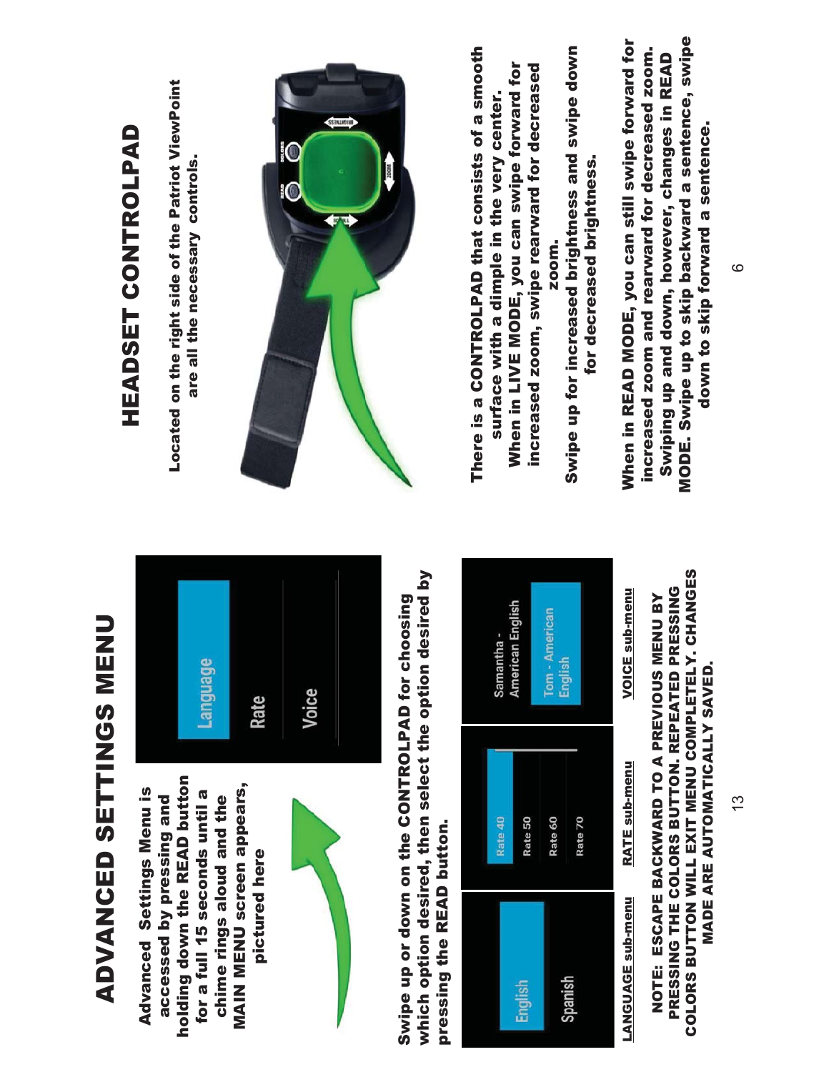# ADVANCED SETTINGS MENU

**Advanced Settings Menu is accessed by pressing and holding down the READ button for a full 15 seconds until a chime rings aloud and the MAIN MENU screen appears, pictured here**

Language

Rate

Voice

**Swipe up or down on the CONTROLPAD for choosing which option desired, then select the option desired by pressing the READ button.**

| LANGUAGE sub-menu | RATE sub-menu | VOICE sub-menu |
|---|---|---|
| English | Rate 40 | Samantha - American English |
| Spanish | Rate 50 | Tom - American English |
| | Rate 60 | |
| | Rate 70 | |

**NOTE: ESCAPE BACKWARD TO A PREVIOUS MENU BY PRESSING THE COLORS BUTTON. REPEATED PRESSING COLORS BUTTON WILL EXIT MENU COMPLETELY. CHANGES MADE ARE AUTOMATICALLY SAVED.**

# HEADSET CONTROLPAD

**Located on the right side of the Patriot ViewPoint are all the necessary controls.**

**There is a CONTROLPAD that consists of a smooth surface with a dimple in the very center. When in LIVE MODE, you can swipe forward for increased zoom, swipe rearward for decreased zoom.**

**Swipe up for increased brightness and swipe down for decreased brightness.**

**When in READ MODE, you can still swipe forward for increased zoom and rearward for decreased zoom. Swiping up and down, however, changes in READ MODE. Swipe up to skip backward a sentence, swipe down to skip forward a sentence.**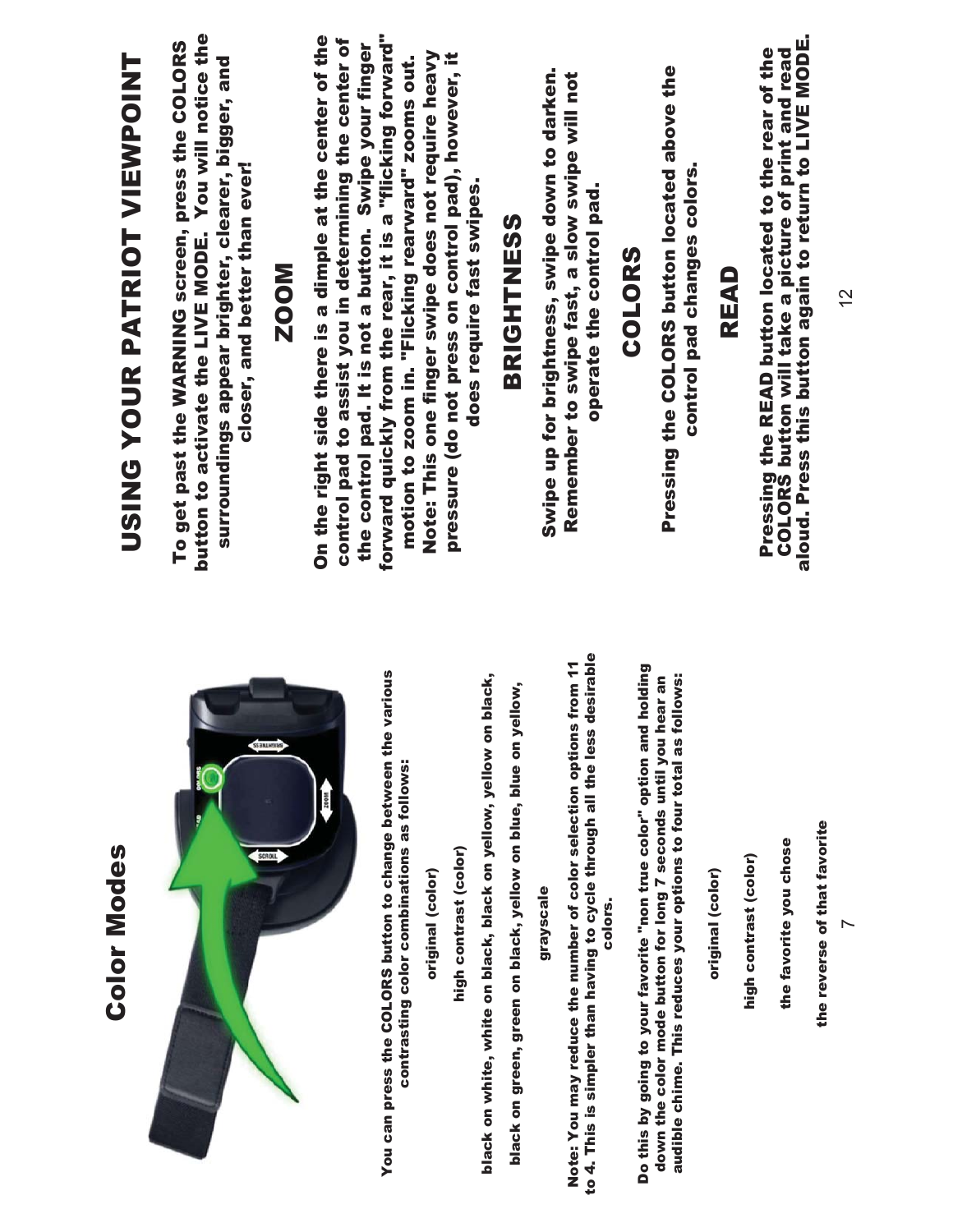# Color Modes

You can press the COLORS button to change between the various contrasting color combinations as follows:

original (color)

high contrast (color)

black on white, white on black, black on yellow, yellow on black,

black on green, green on black, yellow on blue, blue on yellow,

grayscale

Note: You may reduce the number of color selection options from 11 to 4. This is simpler than having to cycle through all the less desirable colors.

Do this by going to your favorite "non true color" option and holding down the color mode button for long 7 seconds until you hear an audible chime. This reduces your options to four total as follows:

original (color)

high contrast (color)

the favorite you chose

the reverse of that favorite

# USING YOUR PATRIOT VIEWPOINT

To get past the WARNING screen, press the COLORS button to activate the LIVE MODE. You will notice the surroundings appear brighter, clearer, bigger, and closer, and better than ever!

## ZOOM

On the right side there is a dimple at the center of the control pad to assist you in determining the center of the control pad. It is not a button. Swipe your finger forward quickly from the rear, it is a "flicking forward" motion to zoom in. "Flicking rearward" zooms out. Note: This one finger swipe does not require heavy pressure (do not press on control pad), however, it does require fast swipes.

## BRIGHTNESS

Swipe up for brightness, swipe down to darken. Remember to swipe fast, a slow swipe will not operate the control pad.

## COLORS

Pressing the COLORS button located above the control pad changes colors.

## READ

Pressing the READ button located to the rear of the COLORS button will take a picture of print and read aloud. Press this button again to return to LIVE MODE.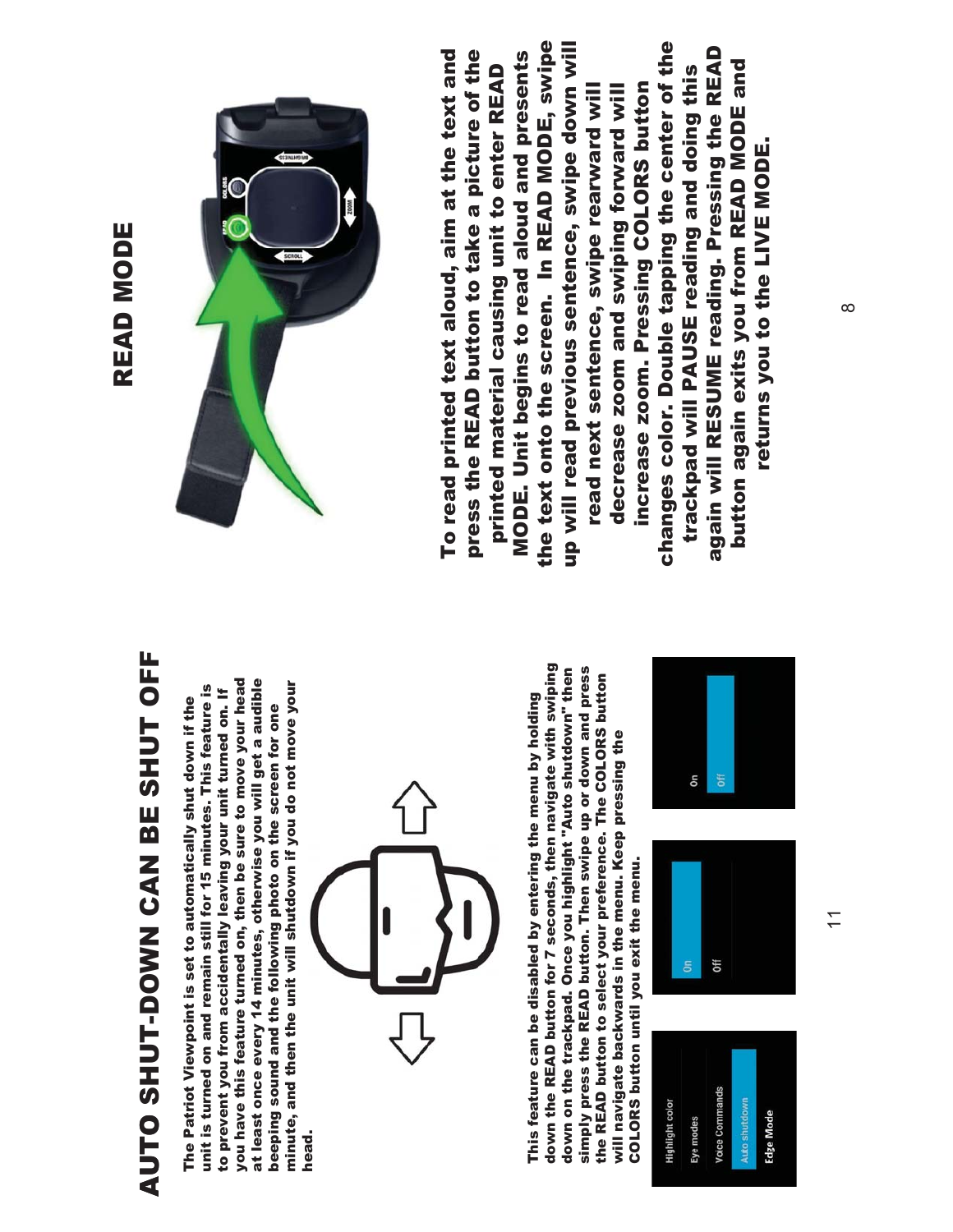# AUTO SHUT-DOWN CAN BE SHUT OFF

The Patriot Viewpoint is set to automatically shut down if the unit is turned on and remain still for 15 minutes. This feature is to prevent you from accidentally leaving your unit turned on. If you have this feature turned on, then be sure to move your head at least once every 14 minutes, otherwise you will get a audible beeping sound and the following photo on the screen for one minute, and then the unit will shutdown if you do not move your head.

This feature can be disabled by entering the menu by holding down the READ button for 7 seconds, then navigate with swiping down on the trackpad. Once you highlight "Auto shutdown" then simply press the READ button. Then swipe up or down and press the READ button to select your preference. The COLORS button will navigate backwards in the menu. Keep pressing the COLORS button until you exit the menu.

# READ MODE

To read printed text aloud, aim at the text and press the READ button to take a picture of the printed material causing unit to enter READ MODE. Unit begins to read aloud and presents the text onto the screen. In READ MODE, swipe up will read previous sentence, swipe down will read next sentence, swipe rearward will decrease zoom and swiping forward will increase zoom. Pressing COLORS button changes color. Double tapping the center of the trackpad will PAUSE reading and doing this again will RESUME reading. Pressing the READ button again exits you from READ MODE and returns you to the LIVE MODE.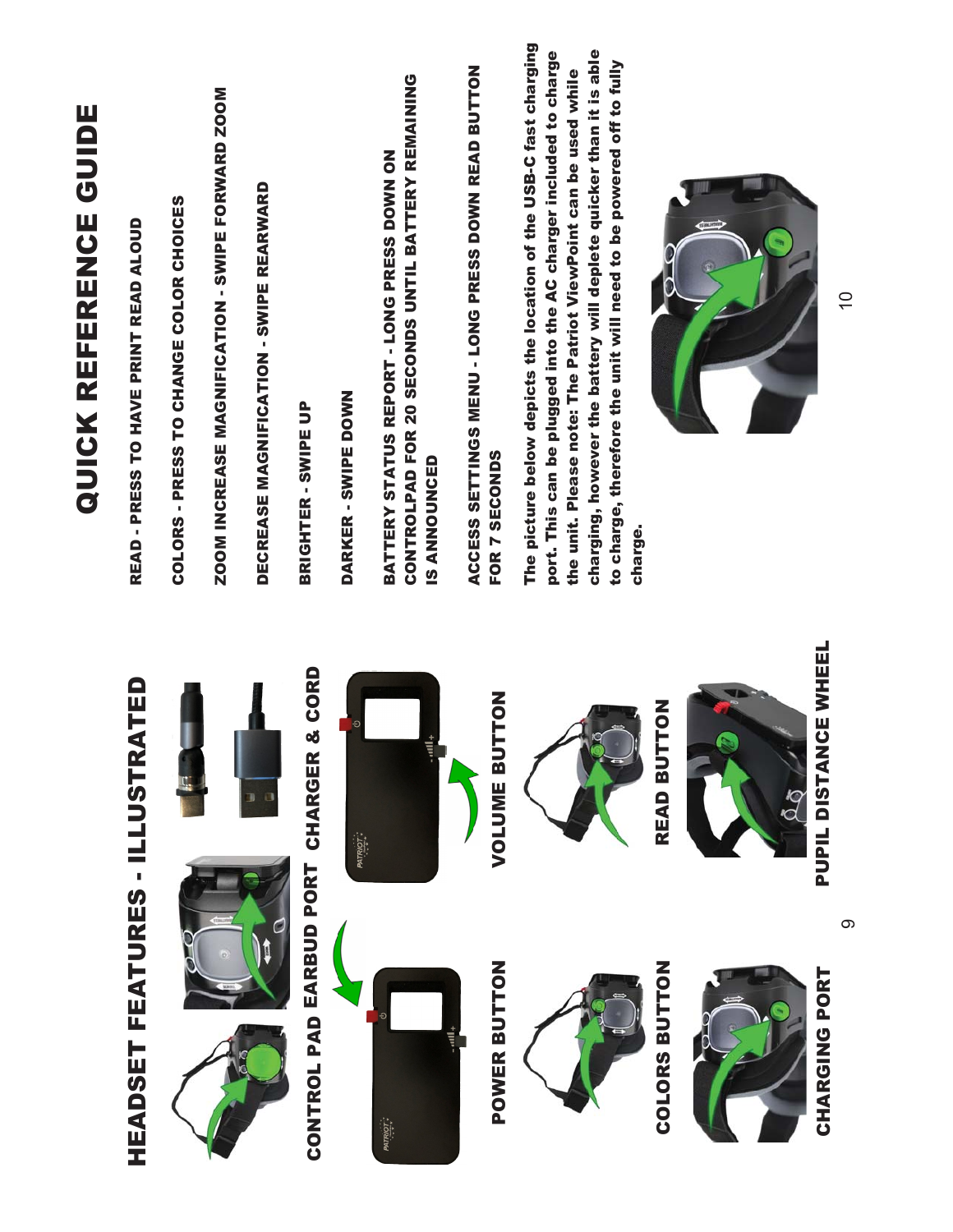# HEADSET FEATURES - ILLUSTRATED

CONTROL PAD

EARBUD PORT

CHARGER & CORD

POWER BUTTON

VOLUME BUTTON

COLORS BUTTON

READ BUTTON

CHARGING PORT

PUPIL DISTANCE WHEEL

# QUICK REFERENCE GUIDE

READ - PRESS TO HAVE PRINT READ ALOUD

COLORS - PRESS TO CHANGE COLOR CHOICES

ZOOM INCREASE MAGNIFICATION - SWIPE FORWARD ZOOM

DECREASE MAGNIFICATION - SWIPE REARWARD

BRIGHTER - SWIPE UP

DARKER - SWIPE DOWN

BATTERY STATUS REPORT - LONG PRESS DOWN ON CONTROLPAD FOR 20 SECONDS UNTIL BATTERY REMAINING IS ANNOUNCED

ACCESS SETTINGS MENU - LONG PRESS DOWN READ BUTTON FOR 7 SECONDS

**The picture below depicts the location of the USB-C fast charging port. This can be plugged into the AC charger included to charge the unit. Please note: The Patriot ViewPoint can be used while charging, however the battery will deplete quicker than it is able to charge, therefore the unit will need to be powered off to fully charge.**